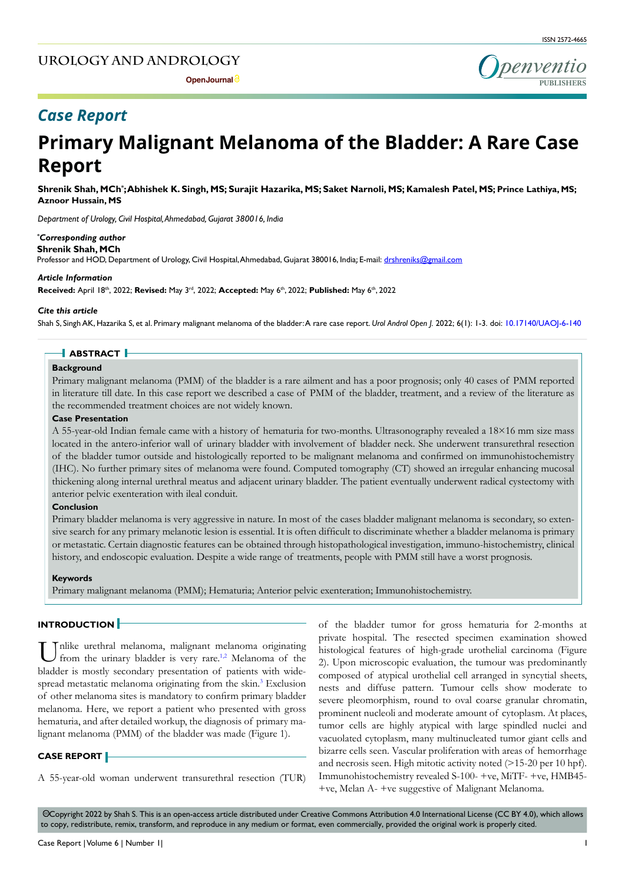# Case Report

# Primary Malignant Melanoma of the Bladder: A Rare Case Report

**Shrenik Shah, MCh*; Abhishek K. Singh, MS; Surajit Hazarika, MS; Saket Narnoli, MS; Kamalesh Patel, MS; Prince Lathiya, MS; Aznoor Hussain, MS**

*Department of Urology, Civil Hospital, Ahmedabad, Gujarat 380016, India*

***Corresponding author**
**Shrenik Shah, MCh**
Professor and HOD, Department of Urology, Civil Hospital, Ahmedabad, Gujarat 380016, India; E-mail: drshreniks@gmail.com

***Article Information***
**Received:** April 18th, 2022; **Revised:** May 3rd, 2022; **Accepted:** May 6th, 2022; **Published:** May 6th, 2022

***Cite this article***
Shah S, Singh AK, Hazarika S, et al. Primary malignant melanoma of the bladder: A rare case report. *Urol Androl Open J.* 2022; 6(1): 1-3. doi: 10.17140/UAOJ-6-140

## ABSTRACT

### Background

Primary malignant melanoma (PMM) of the bladder is a rare ailment and has a poor prognosis; only 40 cases of PMM reported in literature till date. In this case report we described a case of PMM of the bladder, treatment, and a review of the literature as the recommended treatment choices are not widely known.

### Case Presentation

A 55-year-old Indian female came with a history of hematuria for two-months. Ultrasonography revealed a 18×16 mm size mass located in the antero-inferior wall of urinary bladder with involvement of bladder neck. She underwent transurethral resection of the bladder tumor outside and histologically reported to be malignant melanoma and confirmed on immunohistochemistry (IHC). No further primary sites of melanoma were found. Computed tomography (CT) showed an irregular enhancing mucosal thickening along internal urethral meatus and adjacent urinary bladder. The patient eventually underwent radical cystectomy with anterior pelvic exenteration with ileal conduit.

### Conclusion

Primary bladder melanoma is very aggressive in nature. In most of the cases bladder malignant melanoma is secondary, so extensive search for any primary melanotic lesion is essential. It is often difficult to discriminate whether a bladder melanoma is primary or metastatic. Certain diagnostic features can be obtained through histopathological investigation, immuno-histochemistry, clinical history, and endoscopic evaluation. Despite a wide range of treatments, people with PMM still have a worst prognosis.

### Keywords

Primary malignant melanoma (PMM); Hematuria; Anterior pelvic exenteration; Immunohistochemistry.

## INTRODUCTION

Unlike urethral melanoma, malignant melanoma originating from the urinary bladder is very rare.[1,2] Melanoma of the bladder is mostly secondary presentation of patients with widespread metastatic melanoma originating from the skin.[3] Exclusion of other melanoma sites is mandatory to confirm primary bladder melanoma. Here, we report a patient who presented with gross hematuria, and after detailed workup, the diagnosis of primary malignant melanoma (PMM) of the bladder was made (Figure 1).

## CASE REPORT

A 55-year-old woman underwent transurethral resection (TUR) of the bladder tumor for gross hematuria for 2-months at private hospital. The resected specimen examination showed histological features of high-grade urothelial carcinoma (Figure 2). Upon microscopic evaluation, the tumour was predominantly composed of atypical urothelial cell arranged in syncytial sheets, nests and diffuse pattern. Tumour cells show moderate to severe pleomorphism, round to oval coarse granular chromatin, prominent nucleoli and moderate amount of cytoplasm. At places, tumor cells are highly atypical with large spindled nuclei and vacuolated cytoplasm, many multinucleated tumor giant cells and bizarre cells seen. Vascular proliferation with areas of hemorrhage and necrosis seen. High mitotic activity noted (>15-20 per 10 hpf). Immunohistochemistry revealed S-100- +ve, MiTF- +ve, HMB45- +ve, Melan A- +ve suggestive of Malignant Melanoma.

©Copyright 2022 by Shah S. This is an open-access article distributed under Creative Commons Attribution 4.0 International License (CC BY 4.0), which allows to copy, redistribute, remix, transform, and reproduce in any medium or format, even commercially, provided the original work is properly cited.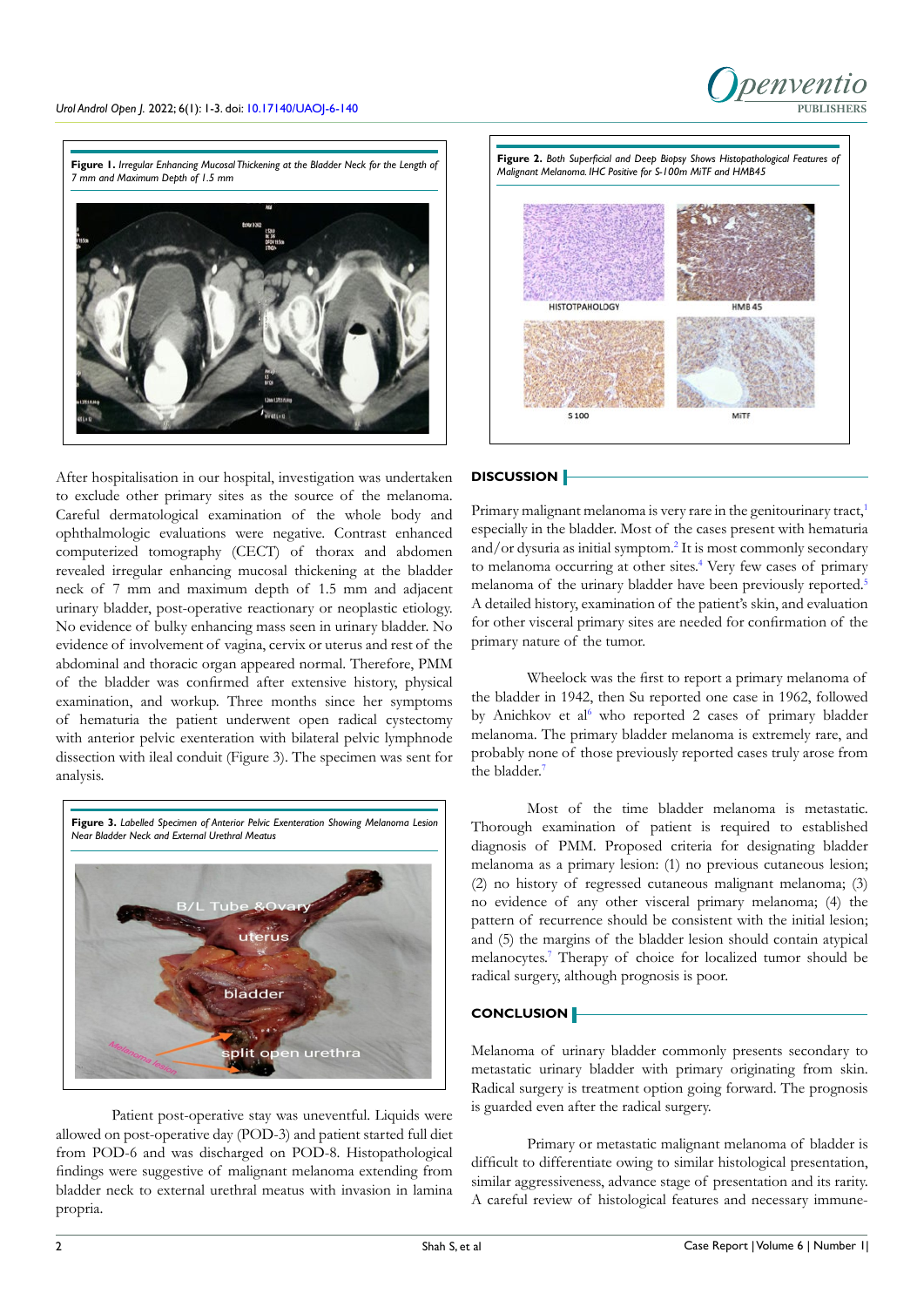**Figure 1.** *Irregular Enhancing Mucosal Thickening at the Bladder Neck for the Length of 7 mm and Maximum Depth of 1.5 mm*

After hospitalisation in our hospital, investigation was undertaken to exclude other primary sites as the source of the melanoma. Careful dermatological examination of the whole body and ophthalmologic evaluations were negative. Contrast enhanced computerized tomography (CECT) of thorax and abdomen revealed irregular enhancing mucosal thickening at the bladder neck of 7 mm and maximum depth of 1.5 mm and adjacent urinary bladder, post-operative reactionary or neoplastic etiology. No evidence of bulky enhancing mass seen in urinary bladder. No evidence of involvement of vagina, cervix or uterus and rest of the abdominal and thoracic organ appeared normal. Therefore, PMM of the bladder was confirmed after extensive history, physical examination, and workup. Three months since her symptoms of hematuria the patient underwent open radical cystectomy with anterior pelvic exenteration with bilateral pelvic lymphnode dissection with ileal conduit (Figure 3). The specimen was sent for analysis.

**Figure 3.** *Labelled Specimen of Anterior Pelvic Exenteration Showing Melanoma Lesion Near Bladder Neck and External Urethral Meatus*

Patient post-operative stay was uneventful. Liquids were allowed on post-operative day (POD-3) and patient started full diet from POD-6 and was discharged on POD-8. Histopathological findings were suggestive of malignant melanoma extending from bladder neck to external urethral meatus with invasion in lamina propria.

**Figure 2.** *Both Superficial and Deep Biopsy Shows Histopathological Features of Malignant Melanoma. IHC Positive for S-100m MiTF and HMB45*

## DISCUSSION

Primary malignant melanoma is very rare in the genitourinary tract,[1] especially in the bladder. Most of the cases present with hematuria and/or dysuria as initial symptom.[2] It is most commonly secondary to melanoma occurring at other sites.[4] Very few cases of primary melanoma of the urinary bladder have been previously reported.[5] A detailed history, examination of the patient's skin, and evaluation for other visceral primary sites are needed for confirmation of the primary nature of the tumor.

Wheelock was the first to report a primary melanoma of the bladder in 1942, then Su reported one case in 1962, followed by Anichkov et al[6] who reported 2 cases of primary bladder melanoma. The primary bladder melanoma is extremely rare, and probably none of those previously reported cases truly arose from the bladder.[7]

Most of the time bladder melanoma is metastatic. Thorough examination of patient is required to established diagnosis of PMM. Proposed criteria for designating bladder melanoma as a primary lesion: (1) no previous cutaneous lesion; (2) no history of regressed cutaneous malignant melanoma; (3) no evidence of any other visceral primary melanoma; (4) the pattern of recurrence should be consistent with the initial lesion; and (5) the margins of the bladder lesion should contain atypical melanocytes.[7] Therapy of choice for localized tumor should be radical surgery, although prognosis is poor.

## CONCLUSION

Melanoma of urinary bladder commonly presents secondary to metastatic urinary bladder with primary originating from skin. Radical surgery is treatment option going forward. The prognosis is guarded even after the radical surgery.

Primary or metastatic malignant melanoma of bladder is difficult to differentiate owing to similar histological presentation, similar aggressiveness, advance stage of presentation and its rarity. A careful review of histological features and necessary immune-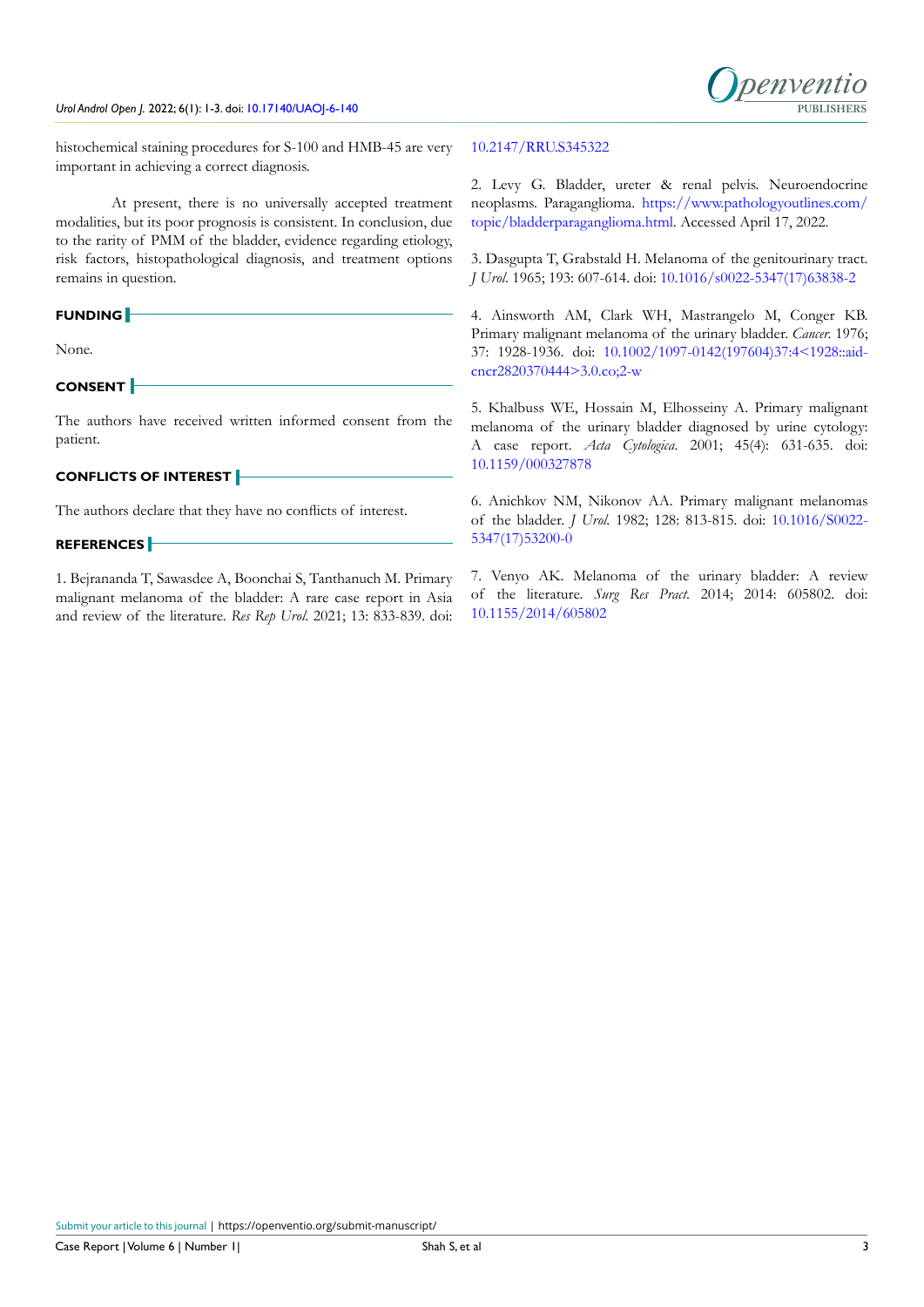histochemical staining procedures for S-100 and HMB-45 are very important in achieving a correct diagnosis.

At present, there is no universally accepted treatment modalities, but its poor prognosis is consistent. In conclusion, due to the rarity of PMM of the bladder, evidence regarding etiology, risk factors, histopathological diagnosis, and treatment options remains in question.

## FUNDING

None.

## CONSENT

The authors have received written informed consent from the patient.

## CONFLICTS OF INTEREST

The authors declare that they have no conflicts of interest.

## REFERENCES

1. Bejrananda T, Sawasdee A, Boonchai S, Tanthanuch M. Primary malignant melanoma of the bladder: A rare case report in Asia and review of the literature. *Res Rep Urol.* 2021; 13: 833-839. doi: 10.2147/RRU.S345322

2. Levy G. Bladder, ureter & renal pelvis. Neuroendocrine neoplasms. Paraganglioma. https://www.pathologyoutlines.com/topic/bladderparaganglioma.html. Accessed April 17, 2022.

3. Dasgupta T, Grabstald H. Melanoma of the genitourinary tract. *J Urol.* 1965; 193: 607-614. doi: 10.1016/s0022-5347(17)63838-2

4. Ainsworth AM, Clark WH, Mastrangelo M, Conger KB. Primary malignant melanoma of the urinary bladder. *Cancer.* 1976; 37: 1928-1936. doi: 10.1002/1097-0142(197604)37:4<1928::aid-cncr2820370444>3.0.co;2-w

5. Khalbuss WE, Hossain M, Elhosseiny A. Primary malignant melanoma of the urinary bladder diagnosed by urine cytology: A case report. *Acta Cytologica.* 2001; 45(4): 631-635. doi: 10.1159/000327878

6. Anichkov NM, Nikonov AA. Primary malignant melanomas of the bladder. *J Urol.* 1982; 128: 813-815. doi: 10.1016/S0022-5347(17)53200-0

7. Venyo AK. Melanoma of the urinary bladder: A review of the literature. *Surg Res Pract.* 2014; 2014: 605802. doi: 10.1155/2014/605802